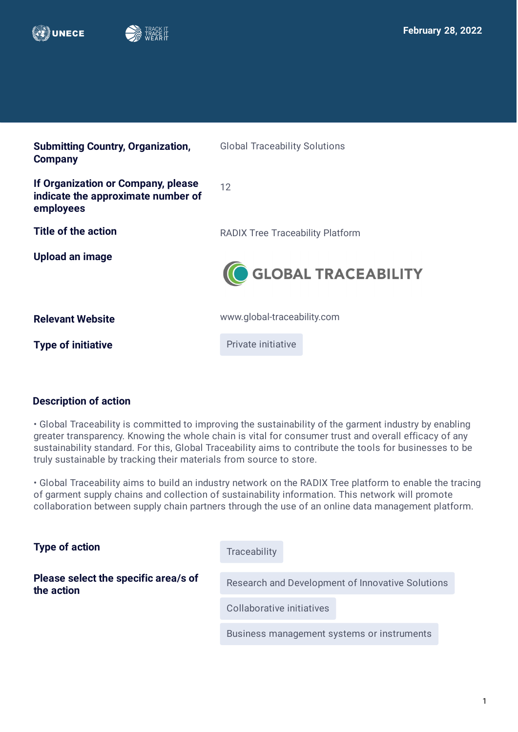February 28, 2022

| | |
|---|---|
| **Submitting Country, Organization, Company** | Global Traceability Solutions |
| **If Organization or Company, please indicate the approximate number of employees** | 12 |
| **Title of the action** | RADIX Tree Traceability Platform |
| **Upload an image** | GLOBAL TRACEABILITY |
| **Relevant Website** | www.global-traceability.com |
| **Type of initiative** | Private initiative |

### Description of action

• Global Traceability is committed to improving the sustainability of the garment industry by enabling greater transparency. Knowing the whole chain is vital for consumer trust and overall efficacy of any sustainability standard. For this, Global Traceability aims to contribute the tools for businesses to be truly sustainable by tracking their materials from source to store.

• Global Traceability aims to build an industry network on the RADIX Tree platform to enable the tracing of garment supply chains and collection of sustainability information. This network will promote collaboration between supply chain partners through the use of an online data management platform.

| | |
|---|---|
| **Type of action** | Traceability |
| **Please select the specific area/s of the action** | Research and Development of Innovative Solutions<br>Collaborative initiatives<br>Business management systems or instruments |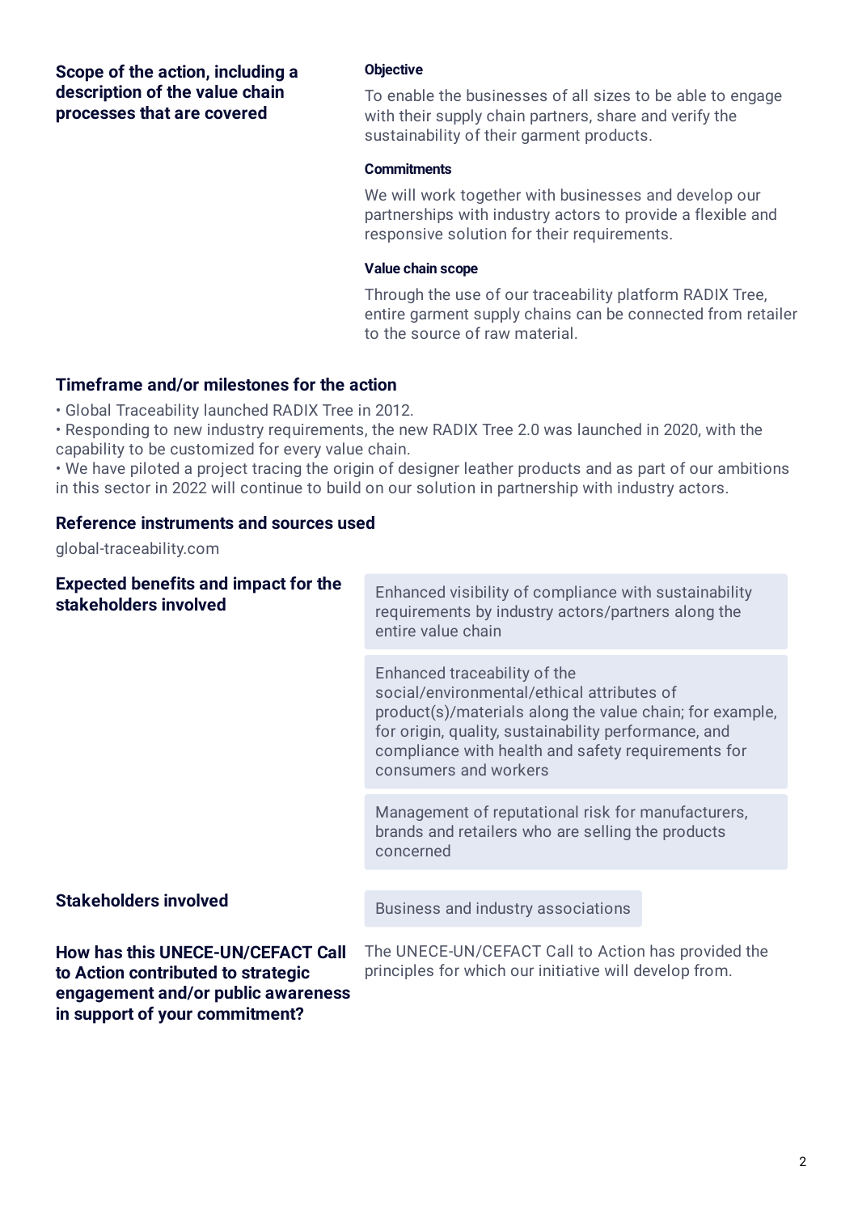## Scope of the action, including a description of the value chain processes that are covered

### Objective

To enable the businesses of all sizes to be able to engage with their supply chain partners, share and verify the sustainability of their garment products.

### Commitments

We will work together with businesses and develop our partnerships with industry actors to provide a flexible and responsive solution for their requirements.

### Value chain scope

Through the use of our traceability platform RADIX Tree, entire garment supply chains can be connected from retailer to the source of raw material.

## Timeframe and/or milestones for the action

- Global Traceability launched RADIX Tree in 2012.
- Responding to new industry requirements, the new RADIX Tree 2.0 was launched in 2020, with the capability to be customized for every value chain.
- We have piloted a project tracing the origin of designer leather products and as part of our ambitions in this sector in 2022 will continue to build on our solution in partnership with industry actors.

## Reference instruments and sources used

global-traceability.com

## Expected benefits and impact for the stakeholders involved

- Enhanced visibility of compliance with sustainability requirements by industry actors/partners along the entire value chain
- Enhanced traceability of the social/environmental/ethical attributes of product(s)/materials along the value chain; for example, for origin, quality, sustainability performance, and compliance with health and safety requirements for consumers and workers
- Management of reputational risk for manufacturers, brands and retailers who are selling the products concerned

## Stakeholders involved

- Business and industry associations

## How has this UNECE-UN/CEFACT Call to Action contributed to strategic engagement and/or public awareness in support of your commitment?

The UNECE-UN/CEFACT Call to Action has provided the principles for which our initiative will develop from.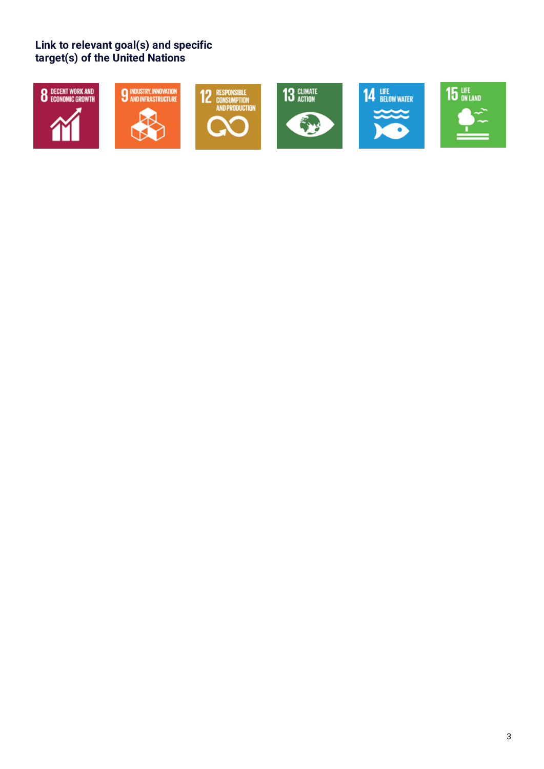**Link to relevant goal(s) and specific target(s) of the United Nations**

8 DECENT WORK AND ECONOMIC GROWTH

9 INDUSTRY, INNOVATION AND INFRASTRUCTURE

12 RESPONSIBLE CONSUMPTION AND PRODUCTION

13 CLIMATE ACTION

14 LIFE BELOW WATER

15 LIFE ON LAND